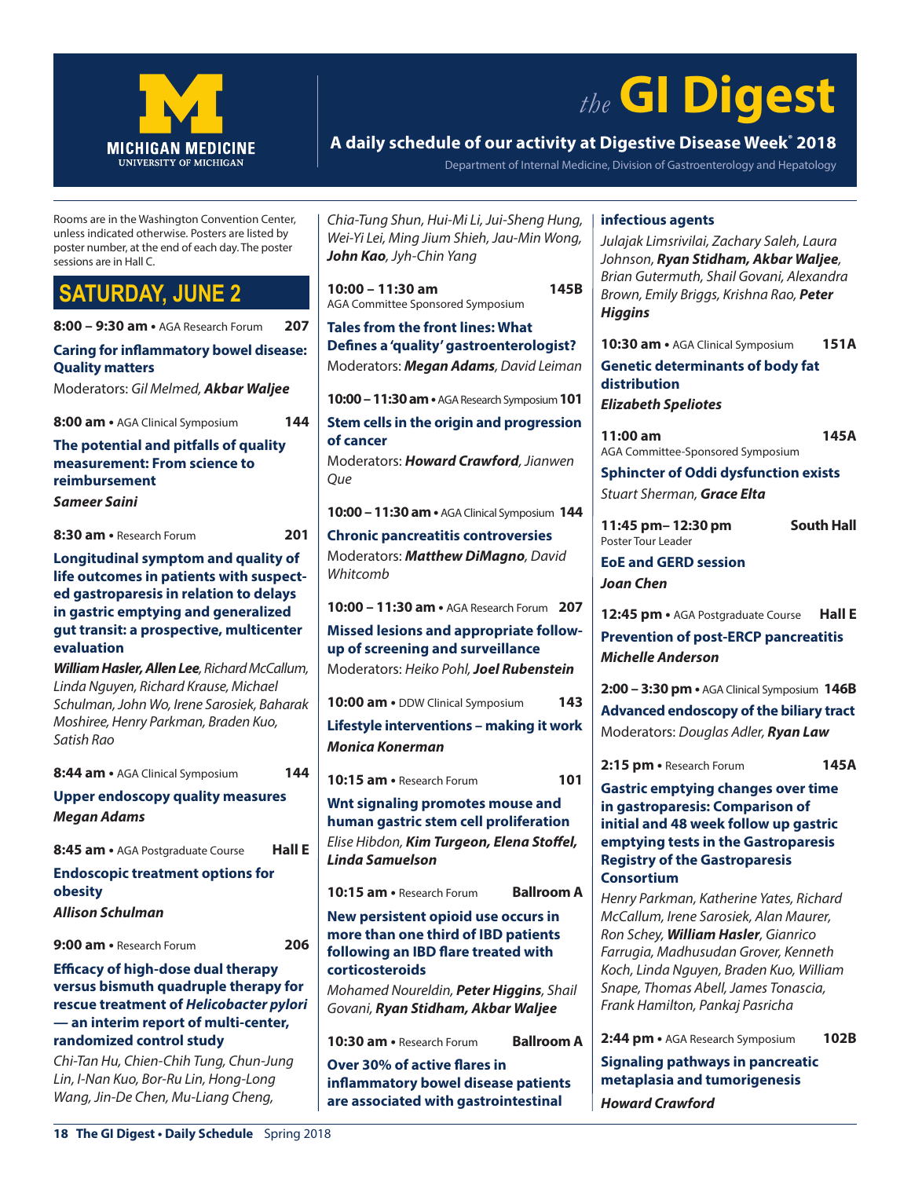# *the* GI Digest

MICHIGAN MEDICINE
UNIVERSITY OF MICHIGAN

**A daily schedule of our activity at Digestive Disease Week® 2018**

Department of Internal Medicine, Division of Gastroenterology and Hepatology

Rooms are in the Washington Convention Center, unless indicated otherwise. Posters are listed by poster number, at the end of each day. The poster sessions are in Hall C.

## SATURDAY, JUNE 2

**8:00 – 9:30 am** • AGA Research Forum **207**

**Caring for inflammatory bowel disease: Quality matters**

Moderators: *Gil Melmed, **Akbar Waljee***

**8:00 am** • AGA Clinical Symposium **144**

**The potential and pitfalls of quality measurement: From science to reimbursement**

***Sameer Saini***

**8:30 am** • Research Forum **201**

**Longitudinal symptom and quality of life outcomes in patients with suspected gastroparesis in relation to delays in gastric emptying and generalized gut transit: a prospective, multicenter evaluation**

***William Hasler, Allen Lee**, Richard McCallum, Linda Nguyen, Richard Krause, Michael Schulman, John Wo, Irene Sarosiek, Baharak Moshiree, Henry Parkman, Braden Kuo, Satish Rao*

**8:44 am** • AGA Clinical Symposium **144**

**Upper endoscopy quality measures**

***Megan Adams***

**8:45 am** • AGA Postgraduate Course **Hall E**

**Endoscopic treatment options for obesity**

***Allison Schulman***

**9:00 am** • Research Forum **206**

**Efficacy of high-dose dual therapy versus bismuth quadruple therapy for rescue treatment of *Helicobacter pylori* — an interim report of multi-center, randomized control study**

*Chi-Tan Hu, Chien-Chih Tung, Chun-Jung Lin, I-Nan Kuo, Bor-Ru Lin, Hong-Long Wang, Jin-De Chen, Mu-Liang Cheng, Chia-Tung Shun, Hui-Mi Li, Jui-Sheng Hung, Wei-Yi Lei, Ming Jium Shieh, Jau-Min Wong, **John Kao**, Jyh-Chin Yang*

**10:00 – 11:30 am** **145B**
AGA Committee Sponsored Symposium

**Tales from the front lines: What Defines a 'quality' gastroenterologist?**

Moderators: ***Megan Adams**, David Leiman*

**10:00 – 11:30 am** • AGA Research Symposium **101**

**Stem cells in the origin and progression of cancer**

Moderators: ***Howard Crawford**, Jianwen Que*

**10:00 – 11:30 am** • AGA Clinical Symposium **144**

**Chronic pancreatitis controversies**

Moderators: ***Matthew DiMagno**, David Whitcomb*

**10:00 – 11:30 am** • AGA Research Forum **207**

**Missed lesions and appropriate follow-up of screening and surveillance**

Moderators: *Heiko Pohl, **Joel Rubenstein***

**10:00 am** • DDW Clinical Symposium **143**

**Lifestyle interventions – making it work**

***Monica Konerman***

**10:15 am** • Research Forum **101**

**Wnt signaling promotes mouse and human gastric stem cell proliferation**

*Elise Hibdon, **Kim Turgeon, Elena Stoffel, Linda Samuelson***

**10:15 am** • Research Forum **Ballroom A**

**New persistent opioid use occurs in more than one third of IBD patients following an IBD flare treated with corticosteroids**

*Mohamed Noureldin, **Peter Higgins**, Shail Govani, **Ryan Stidham, Akbar Waljee***

**10:30 am** • Research Forum **Ballroom A**

**Over 30% of active flares in inflammatory bowel disease patients are associated with gastrointestinal infectious agents**

*Julajak Limsrivilai, Zachary Saleh, Laura Johnson, **Ryan Stidham, Akbar Waljee**, Brian Gutermuth, Shail Govani, Alexandra Brown, Emily Briggs, Krishna Rao, **Peter Higgins***

**10:30 am** • AGA Clinical Symposium **151A**

**Genetic determinants of body fat distribution**

***Elizabeth Speliotes***

**11:00 am** **145A**
AGA Committee-Sponsored Symposium

**Sphincter of Oddi dysfunction exists**

*Stuart Sherman, **Grace Elta***

**11:45 pm– 12:30 pm** **South Hall**
Poster Tour Leader

**EoE and GERD session**

***Joan Chen***

**12:45 pm** • AGA Postgraduate Course **Hall E**

**Prevention of post-ERCP pancreatitis**

***Michelle Anderson***

**2:00 – 3:30 pm** • AGA Clinical Symposium **146B**

**Advanced endoscopy of the biliary tract**

Moderators: *Douglas Adler, **Ryan Law***

**2:15 pm** • Research Forum **145A**

**Gastric emptying changes over time in gastroparesis: Comparison of initial and 48 week follow up gastric emptying tests in the Gastroparesis Registry of the Gastroparesis Consortium**

*Henry Parkman, Katherine Yates, Richard McCallum, Irene Sarosiek, Alan Maurer, Ron Schey, **William Hasler**, Gianrico Farrugia, Madhusudan Grover, Kenneth Koch, Linda Nguyen, Braden Kuo, William Snape, Thomas Abell, James Tonascia, Frank Hamilton, Pankaj Pasricha*

**2:44 pm** • AGA Research Symposium **102B**

**Signaling pathways in pancreatic metaplasia and tumorigenesis**

***Howard Crawford***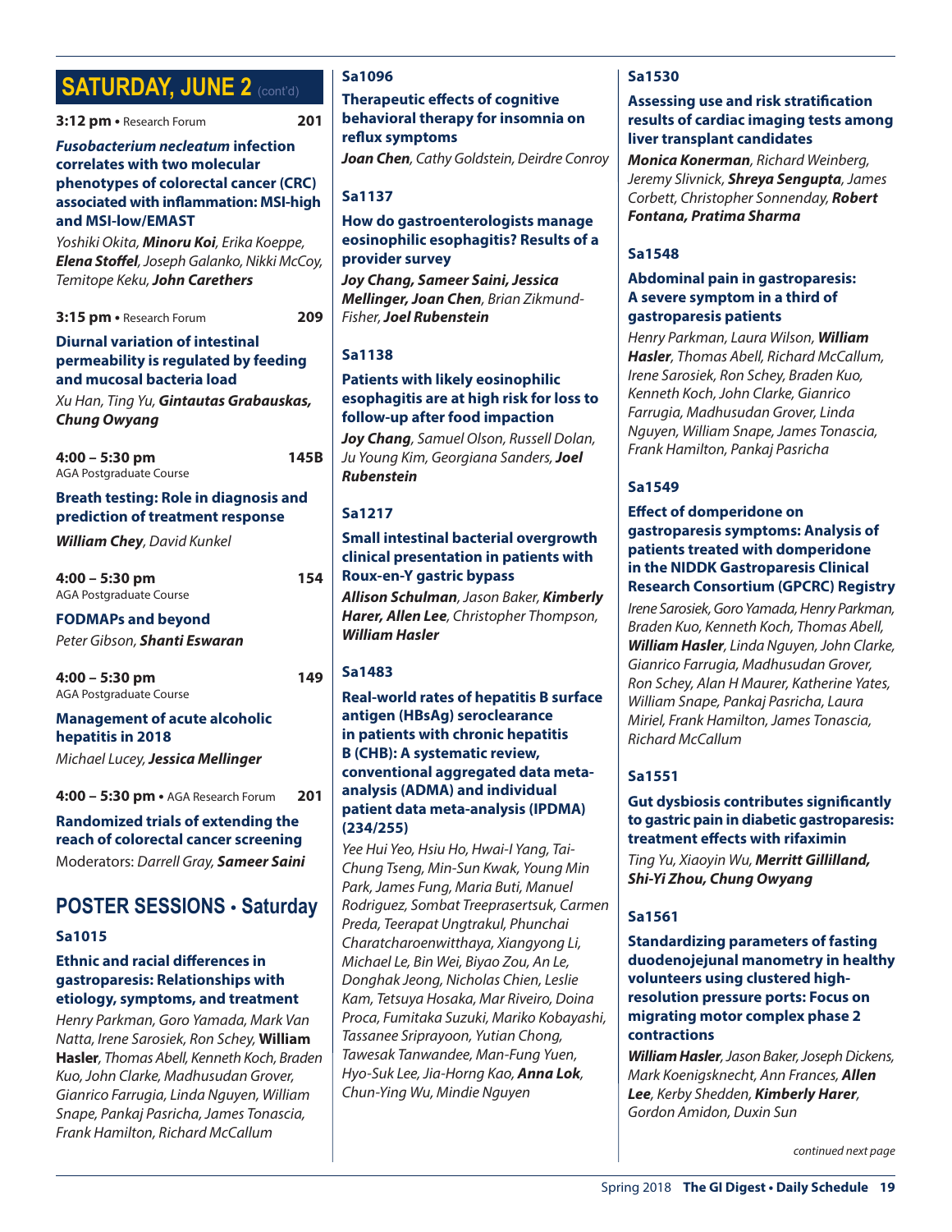## SATURDAY, JUNE 2 (cont'd)

**3:12 pm** • Research Forum **201**

***Fusobacterium necleatum* infection correlates with two molecular phenotypes of colorectal cancer (CRC) associated with inflammation: MSI-high and MSI-low/EMAST**

*Yoshiki Okita, **Minoru Koi**, Erika Koeppe, **Elena Stoffel**, Joseph Galanko, Nikki McCoy, Temitope Keku, **John Carethers***

**3:15 pm** • Research Forum **209**

**Diurnal variation of intestinal permeability is regulated by feeding and mucosal bacteria load**

*Xu Han, Ting Yu, **Gintautas Grabauskas, Chung Owyang***

**4:00 – 5:30 pm** **145B**
AGA Postgraduate Course

**Breath testing: Role in diagnosis and prediction of treatment response**

***William Chey**, David Kunkel*

**4:00 – 5:30 pm** **154**
AGA Postgraduate Course

**FODMAPs and beyond**

*Peter Gibson, **Shanti Eswaran***

**4:00 – 5:30 pm** **149**
AGA Postgraduate Course

**Management of acute alcoholic hepatitis in 2018**

*Michael Lucey, **Jessica Mellinger***

**4:00 – 5:30 pm** • AGA Research Forum **201**

**Randomized trials of extending the reach of colorectal cancer screening**

Moderators: *Darrell Gray, **Sameer Saini***

## POSTER SESSIONS • Saturday

**Sa1015**

**Ethnic and racial differences in gastroparesis: Relationships with etiology, symptoms, and treatment**

*Henry Parkman, Goro Yamada, Mark Van Natta, Irene Sarosiek, Ron Schey,* **William Hasler**, *Thomas Abell, Kenneth Koch, Braden Kuo, John Clarke, Madhusudan Grover, Gianrico Farrugia, Linda Nguyen, William Snape, Pankaj Pasricha, James Tonascia, Frank Hamilton, Richard McCallum*

**Sa1096**

**Therapeutic effects of cognitive behavioral therapy for insomnia on reflux symptoms**

***Joan Chen**, Cathy Goldstein, Deirdre Conroy*

**Sa1137**

**How do gastroenterologists manage eosinophilic esophagitis? Results of a provider survey**

***Joy Chang, Sameer Saini, Jessica Mellinger, Joan Chen**, Brian Zikmund-Fisher, **Joel Rubenstein***

**Sa1138**

**Patients with likely eosinophilic esophagitis are at high risk for loss to follow-up after food impaction**

***Joy Chang**, Samuel Olson, Russell Dolan, Ju Young Kim, Georgiana Sanders, **Joel Rubenstein***

**Sa1217**

**Small intestinal bacterial overgrowth clinical presentation in patients with Roux-en-Y gastric bypass**

***Allison Schulman**, Jason Baker, **Kimberly Harer, Allen Lee**, Christopher Thompson, **William Hasler***

**Sa1483**

**Real-world rates of hepatitis B surface antigen (HBsAg) seroclearance in patients with chronic hepatitis B (CHB): A systematic review, conventional aggregated data meta-analysis (ADMA) and individual patient data meta-analysis (IPDMA) (234/255)**

*Yee Hui Yeo, Hsiu Ho, Hwai-I Yang, Tai-Chung Tseng, Min-Sun Kwak, Young Min Park, James Fung, Maria Buti, Manuel Rodriguez, Sombat Treeprasertsuk, Carmen Preda, Teerapat Ungtrakul, Phunchai Charatcharoenwitthaya, Xiangyong Li, Michael Le, Bin Wei, Biyao Zou, An Le, Donghak Jeong, Nicholas Chien, Leslie Kam, Tetsuya Hosaka, Mar Riveiro, Doina Proca, Fumitaka Suzuki, Mariko Kobayashi, Tassanee Sriprayoon, Yutian Chong, Tawesak Tanwandee, Man-Fung Yuen, Hyo-Suk Lee, Jia-Horng Kao, **Anna Lok**, Chun-Ying Wu, Mindie Nguyen*

**Sa1530**

**Assessing use and risk stratification results of cardiac imaging tests among liver transplant candidates**

***Monica Konerman**, Richard Weinberg, Jeremy Slivnick, **Shreya Sengupta**, James Corbett, Christopher Sonnenday, **Robert Fontana, Pratima Sharma***

**Sa1548**

**Abdominal pain in gastroparesis: A severe symptom in a third of gastroparesis patients**

*Henry Parkman, Laura Wilson, **William Hasler**, Thomas Abell, Richard McCallum, Irene Sarosiek, Ron Schey, Braden Kuo, Kenneth Koch, John Clarke, Gianrico Farrugia, Madhusudan Grover, Linda Nguyen, William Snape, James Tonascia, Frank Hamilton, Pankaj Pasricha*

**Sa1549**

**Effect of domperidone on gastroparesis symptoms: Analysis of patients treated with domperidone in the NIDDK Gastroparesis Clinical Research Consortium (GPCRC) Registry**

*Irene Sarosiek, Goro Yamada, Henry Parkman, Braden Kuo, Kenneth Koch, Thomas Abell, **William Hasler**, Linda Nguyen, John Clarke, Gianrico Farrugia, Madhusudan Grover, Ron Schey, Alan H Maurer, Katherine Yates, William Snape, Pankaj Pasricha, Laura Miriel, Frank Hamilton, James Tonascia, Richard McCallum*

**Sa1551**

**Gut dysbiosis contributes significantly to gastric pain in diabetic gastroparesis: treatment effects with rifaximin**

*Ting Yu, Xiaoyin Wu, **Merritt Gillilland, Shi-Yi Zhou, Chung Owyang***

**Sa1561**

**Standardizing parameters of fasting duodenojejunal manometry in healthy volunteers using clustered high-resolution pressure ports: Focus on migrating motor complex phase 2 contractions**

***William Hasler**, Jason Baker, Joseph Dickens, Mark Koenigsknecht, Ann Frances, **Allen Lee**, Kerby Shedden, **Kimberly Harer**, Gordon Amidon, Duxin Sun*

*continued next page*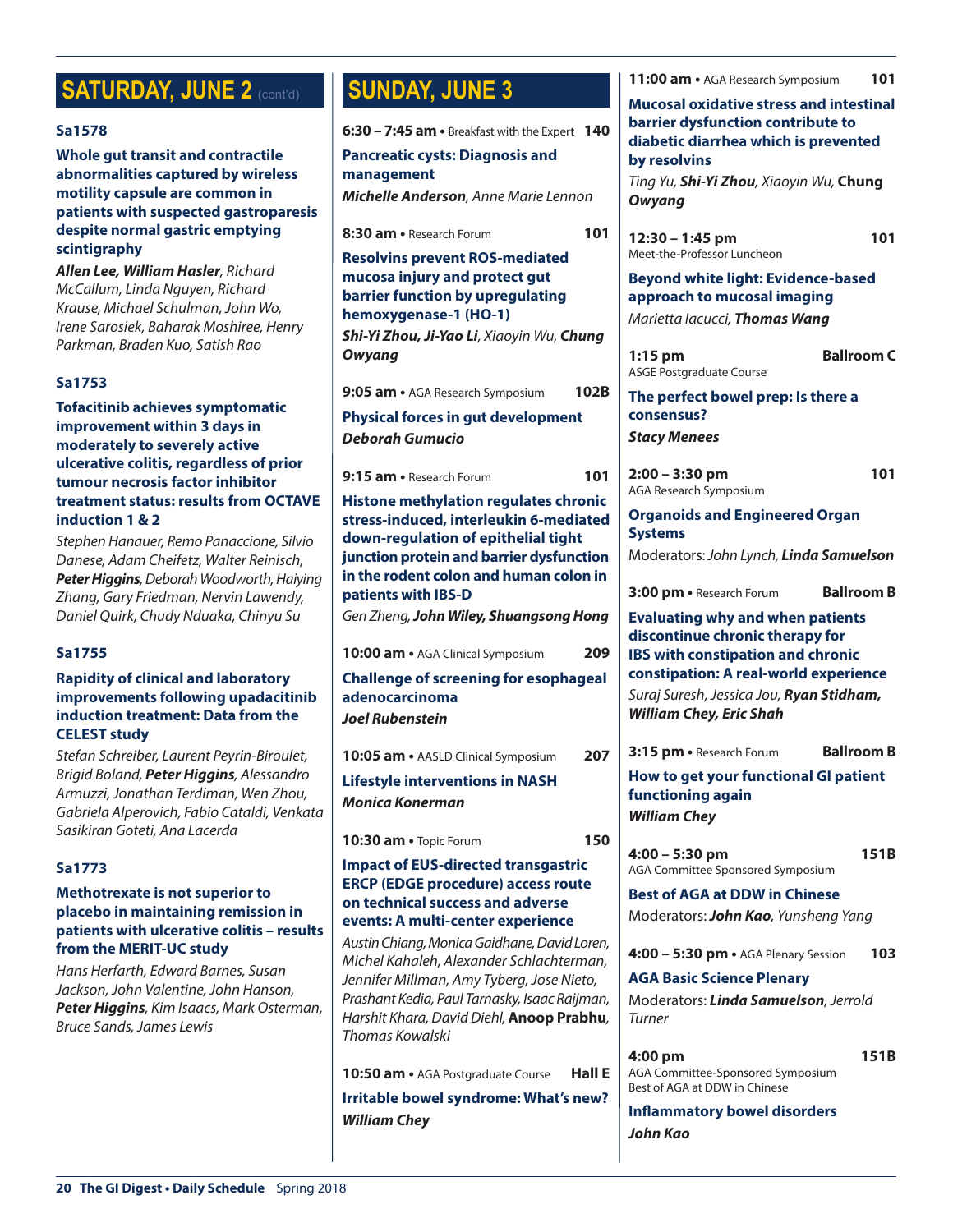## SATURDAY, JUNE 2 (cont'd)

**Sa1578**

**Whole gut transit and contractile abnormalities captured by wireless motility capsule are common in patients with suspected gastroparesis despite normal gastric emptying scintigraphy**

***Allen Lee, William Hasler***, *Richard McCallum, Linda Nguyen, Richard Krause, Michael Schulman, John Wo, Irene Sarosiek, Baharak Moshiree, Henry Parkman, Braden Kuo, Satish Rao*

**Sa1753**

**Tofacitinib achieves symptomatic improvement within 3 days in moderately to severely active ulcerative colitis, regardless of prior tumour necrosis factor inhibitor treatment status: results from OCTAVE induction 1 & 2**

*Stephen Hanauer, Remo Panaccione, Silvio Danese, Adam Cheifetz, Walter Reinisch,* ***Peter Higgins****, Deborah Woodworth, Haiying Zhang, Gary Friedman, Nervin Lawendy, Daniel Quirk, Chudy Nduaka, Chinyu Su*

**Sa1755**

**Rapidity of clinical and laboratory improvements following upadacitinib induction treatment: Data from the CELEST study**

*Stefan Schreiber, Laurent Peyrin-Biroulet, Brigid Boland,* ***Peter Higgins****, Alessandro Armuzzi, Jonathan Terdiman, Wen Zhou, Gabriela Alperovich, Fabio Cataldi, Venkata Sasikiran Goteti, Ana Lacerda*

**Sa1773**

**Methotrexate is not superior to placebo in maintaining remission in patients with ulcerative colitis – results from the MERIT-UC study**

*Hans Herfarth, Edward Barnes, Susan Jackson, John Valentine, John Hanson,* ***Peter Higgins****, Kim Isaacs, Mark Osterman, Bruce Sands, James Lewis*

## SUNDAY, JUNE 3

**6:30 – 7:45 am** • Breakfast with the Expert **140**

**Pancreatic cysts: Diagnosis and management**

***Michelle Anderson****, Anne Marie Lennon*

**8:30 am** • Research Forum **101**

**Resolvins prevent ROS-mediated mucosa injury and protect gut barrier function by upregulating hemoxygenase-1 (HO-1)**

***Shi-Yi Zhou, Ji-Yao Li****, Xiaoyin Wu,* ***Chung Owyang***

**9:05 am** • AGA Research Symposium **102B**

**Physical forces in gut development**

***Deborah Gumucio***

**9:15 am** • Research Forum **101**

**Histone methylation regulates chronic stress-induced, interleukin 6-mediated down-regulation of epithelial tight junction protein and barrier dysfunction in the rodent colon and human colon in patients with IBS-D**

*Gen Zheng,* ***John Wiley, Shuangsong Hong***

**10:00 am** • AGA Clinical Symposium **209**

**Challenge of screening for esophageal adenocarcinoma**

***Joel Rubenstein***

**10:05 am** • AASLD Clinical Symposium **207**

**Lifestyle interventions in NASH**

***Monica Konerman***

**10:30 am** • Topic Forum **150**

**Impact of EUS-directed transgastric ERCP (EDGE procedure) access route on technical success and adverse events: A multi-center experience**

*Austin Chiang, Monica Gaidhane, David Loren, Michel Kahaleh, Alexander Schlachterman, Jennifer Millman, Amy Tyberg, Jose Nieto, Prashant Kedia, Paul Tarnasky, Isaac Raijman, Harshit Khara, David Diehl,* **Anoop Prabhu**, *Thomas Kowalski*

**10:50 am** • AGA Postgraduate Course **Hall E**

**Irritable bowel syndrome: What's new?**

***William Chey***

**11:00 am** • AGA Research Symposium **101**

**Mucosal oxidative stress and intestinal barrier dysfunction contribute to diabetic diarrhea which is prevented by resolvins**

*Ting Yu,* ***Shi-Yi Zhou****, Xiaoyin Wu,* **Chung** ***Owyang***

**12:30 – 1:45 pm** **101**
Meet-the-Professor Luncheon

**Beyond white light: Evidence-based approach to mucosal imaging**

*Marietta Iacucci,* ***Thomas Wang***

**1:15 pm** **Ballroom C**
ASGE Postgraduate Course

**The perfect bowel prep: Is there a consensus?**

***Stacy Menees***

**2:00 – 3:30 pm** **101**
AGA Research Symposium

**Organoids and Engineered Organ Systems**

Moderators: *John Lynch,* ***Linda Samuelson***

**3:00 pm** • Research Forum **Ballroom B**

**Evaluating why and when patients discontinue chronic therapy for IBS with constipation and chronic constipation: A real-world experience**

*Suraj Suresh, Jessica Jou,* ***Ryan Stidham, William Chey, Eric Shah***

**3:15 pm** • Research Forum **Ballroom B**

**How to get your functional GI patient functioning again**

***William Chey***

**4:00 – 5:30 pm** **151B**
AGA Committee Sponsored Symposium

**Best of AGA at DDW in Chinese**

Moderators: ***John Kao****, Yunsheng Yang*

**4:00 – 5:30 pm** • AGA Plenary Session **103**

**AGA Basic Science Plenary**

Moderators: ***Linda Samuelson****, Jerrold Turner*

**4:00 pm** **151B**
AGA Committee-Sponsored Symposium
Best of AGA at DDW in Chinese

**Inflammatory bowel disorders**

***John Kao***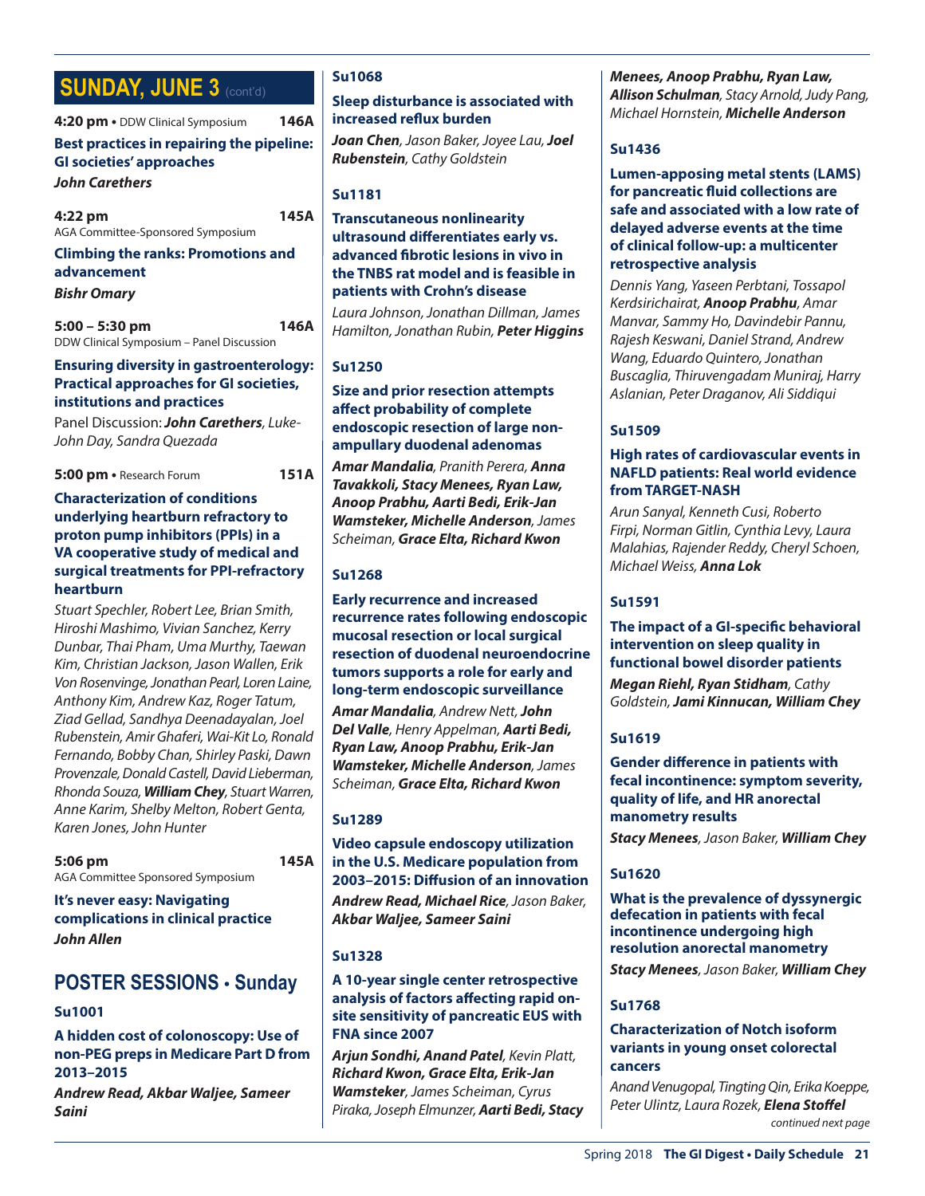## SUNDAY, JUNE 3 (cont'd)

**4:20 pm** • DDW Clinical Symposium **146A**

**Best practices in repairing the pipeline: GI societies' approaches**

***John Carethers***

**4:22 pm** **145A**

AGA Committee-Sponsored Symposium

**Climbing the ranks: Promotions and advancement**

***Bishr Omary***

**5:00 – 5:30 pm** **146A**

DDW Clinical Symposium – Panel Discussion

**Ensuring diversity in gastroenterology: Practical approaches for GI societies, institutions and practices**

Panel Discussion: ***John Carethers***, *Luke-John Day, Sandra Quezada*

**5:00 pm** • Research Forum **151A**

**Characterization of conditions underlying heartburn refractory to proton pump inhibitors (PPIs) in a VA cooperative study of medical and surgical treatments for PPI-refractory heartburn**

*Stuart Spechler, Robert Lee, Brian Smith, Hiroshi Mashimo, Vivian Sanchez, Kerry Dunbar, Thai Pham, Uma Murthy, Taewan Kim, Christian Jackson, Jason Wallen, Erik Von Rosenvinge, Jonathan Pearl, Loren Laine, Anthony Kim, Andrew Kaz, Roger Tatum, Ziad Gellad, Sandhya Deenadayalan, Joel Rubenstein, Amir Ghaferi, Wai-Kit Lo, Ronald Fernando, Bobby Chan, Shirley Paski, Dawn Provenzale, Donald Castell, David Lieberman, Rhonda Souza,* ***William Chey****, Stuart Warren, Anne Karim, Shelby Melton, Robert Genta, Karen Jones, John Hunter*

**5:06 pm** **145A**

AGA Committee Sponsored Symposium

**It's never easy: Navigating complications in clinical practice**

***John Allen***

## POSTER SESSIONS • Sunday

**Su1001**

**A hidden cost of colonoscopy: Use of non-PEG preps in Medicare Part D from 2013–2015**

***Andrew Read, Akbar Waljee, Sameer Saini***

**Su1068**

**Sleep disturbance is associated with increased reflux burden**

***Joan Chen****, Jason Baker, Joyee Lau,* ***Joel Rubenstein****, Cathy Goldstein*

**Su1181**

**Transcutaneous nonlinearity ultrasound differentiates early vs. advanced fibrotic lesions in vivo in the TNBS rat model and is feasible in patients with Crohn's disease**

*Laura Johnson, Jonathan Dillman, James Hamilton, Jonathan Rubin,* ***Peter Higgins***

**Su1250**

**Size and prior resection attempts affect probability of complete endoscopic resection of large non-ampullary duodenal adenomas**

***Amar Mandalia****, Pranith Perera,* ***Anna Tavakkoli, Stacy Menees, Ryan Law, Anoop Prabhu, Aarti Bedi, Erik-Jan Wamsteker, Michelle Anderson****, James Scheiman,* ***Grace Elta, Richard Kwon***

**Su1268**

**Early recurrence and increased recurrence rates following endoscopic mucosal resection or local surgical resection of duodenal neuroendocrine tumors supports a role for early and long-term endoscopic surveillance**

***Amar Mandalia****, Andrew Nett,* ***John Del Valle****, Henry Appelman,* ***Aarti Bedi, Ryan Law, Anoop Prabhu, Erik-Jan Wamsteker, Michelle Anderson****, James Scheiman,* ***Grace Elta, Richard Kwon***

**Su1289**

**Video capsule endoscopy utilization in the U.S. Medicare population from 2003–2015: Diffusion of an innovation**

***Andrew Read, Michael Rice****, Jason Baker,* ***Akbar Waljee, Sameer Saini***

**Su1328**

**A 10-year single center retrospective analysis of factors affecting rapid on-site sensitivity of pancreatic EUS with FNA since 2007**

***Arjun Sondhi, Anand Patel****, Kevin Platt,* ***Richard Kwon, Grace Elta, Erik-Jan Wamsteker****, James Scheiman, Cyrus Piraka, Joseph Elmunzer,* ***Aarti Bedi, Stacy Menees, Anoop Prabhu, Ryan Law, Allison Schulman****, Stacy Arnold, Judy Pang, Michael Hornstein,* ***Michelle Anderson***

**Su1436**

**Lumen-apposing metal stents (LAMS) for pancreatic fluid collections are safe and associated with a low rate of delayed adverse events at the time of clinical follow-up: a multicenter retrospective analysis**

*Dennis Yang, Yaseen Perbtani, Tossapol Kerdsirichairat,* ***Anoop Prabhu****, Amar Manvar, Sammy Ho, Davindebir Pannu, Rajesh Keswani, Daniel Strand, Andrew Wang, Eduardo Quintero, Jonathan Buscaglia, Thiruvengadam Muniraj, Harry Aslanian, Peter Draganov, Ali Siddiqui*

**Su1509**

**High rates of cardiovascular events in NAFLD patients: Real world evidence from TARGET-NASH**

*Arun Sanyal, Kenneth Cusi, Roberto Firpi, Norman Gitlin, Cynthia Levy, Laura Malahias, Rajender Reddy, Cheryl Schoen, Michael Weiss,* ***Anna Lok***

**Su1591**

**The impact of a GI-specific behavioral intervention on sleep quality in functional bowel disorder patients**

***Megan Riehl, Ryan Stidham****, Cathy Goldstein,* ***Jami Kinnucan, William Chey***

**Su1619**

**Gender difference in patients with fecal incontinence: symptom severity, quality of life, and HR anorectal manometry results**

***Stacy Menees****, Jason Baker,* ***William Chey***

**Su1620**

**What is the prevalence of dyssynergic defecation in patients with fecal incontinence undergoing high resolution anorectal manometry**

***Stacy Menees****, Jason Baker,* ***William Chey***

**Su1768**

**Characterization of Notch isoform variants in young onset colorectal cancers**

*Anand Venugopal, Tingting Qin, Erika Koeppe, Peter Ulintz, Laura Rozek,* ***Elena Stoffel***

*continued next page*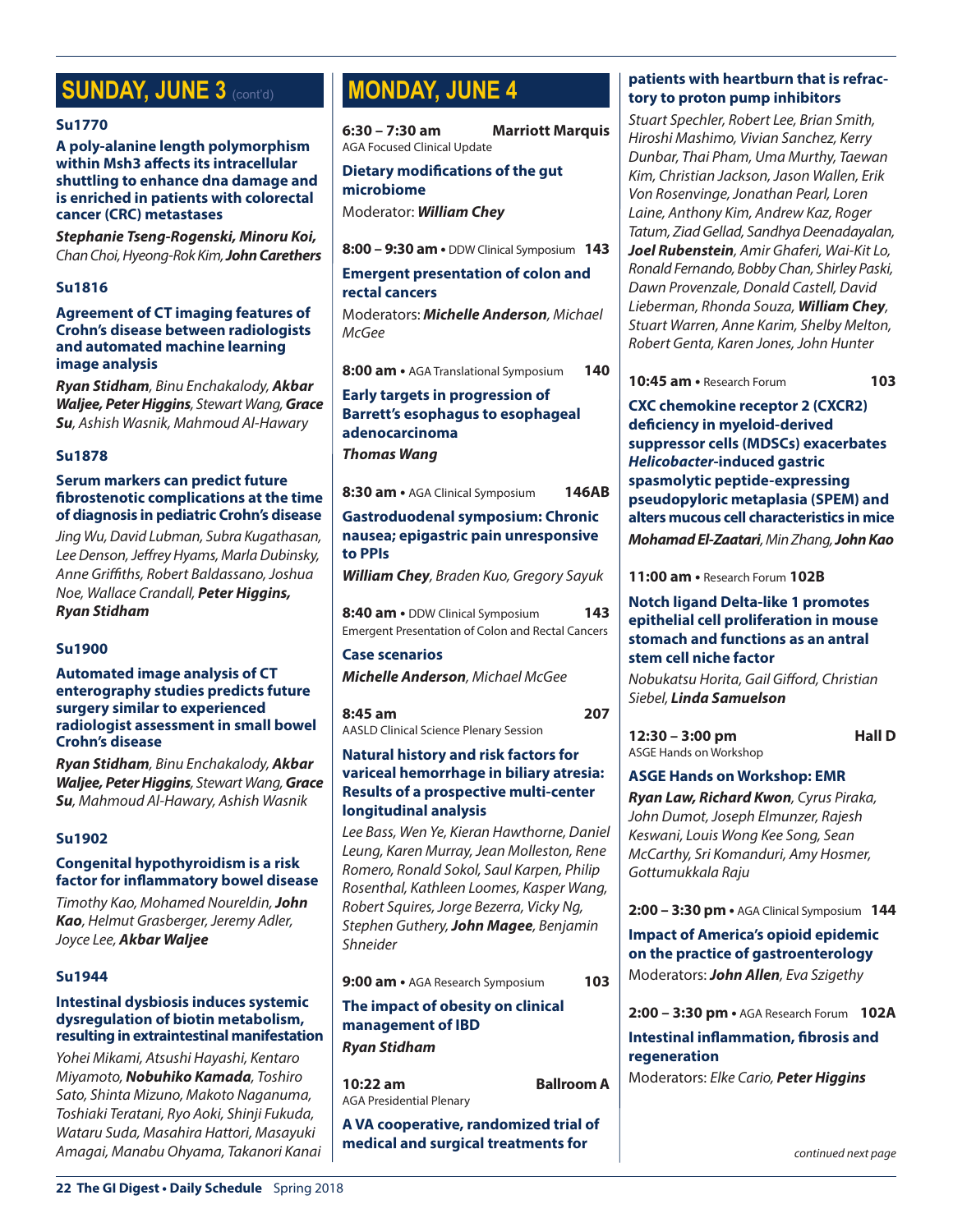## SUNDAY, JUNE 3 (cont'd)

**Su1770**

**A poly-alanine length polymorphism within Msh3 affects its intracellular shuttling to enhance dna damage and is enriched in patients with colorectal cancer (CRC) metastases**

***Stephanie Tseng-Rogenski, Minoru Koi,*** *Chan Choi, Hyeong-Rok Kim,* ***John Carethers***

**Su1816**

**Agreement of CT imaging features of Crohn's disease between radiologists and automated machine learning image analysis**

***Ryan Stidham****, Binu Enchakalody,* ***Akbar Waljee, Peter Higgins****, Stewart Wang,* ***Grace Su****, Ashish Wasnik, Mahmoud Al-Hawary*

**Su1878**

**Serum markers can predict future fibrostenotic complications at the time of diagnosis in pediatric Crohn's disease**

*Jing Wu, David Lubman, Subra Kugathasan, Lee Denson, Jeffrey Hyams, Marla Dubinsky, Anne Griffiths, Robert Baldassano, Joshua Noe, Wallace Crandall,* ***Peter Higgins, Ryan Stidham***

**Su1900**

**Automated image analysis of CT enterography studies predicts future surgery similar to experienced radiologist assessment in small bowel Crohn's disease**

***Ryan Stidham****, Binu Enchakalody,* ***Akbar Waljee, Peter Higgins****, Stewart Wang,* ***Grace Su****, Mahmoud Al-Hawary, Ashish Wasnik*

**Su1902**

**Congenital hypothyroidism is a risk factor for inflammatory bowel disease**

*Timothy Kao, Mohamed Noureldin,* ***John Kao****, Helmut Grasberger, Jeremy Adler, Joyce Lee,* ***Akbar Waljee***

**Su1944**

**Intestinal dysbiosis induces systemic dysregulation of biotin metabolism, resulting in extraintestinal manifestation**

*Yohei Mikami, Atsushi Hayashi, Kentaro Miyamoto,* ***Nobuhiko Kamada****, Toshiro Sato, Shinta Mizuno, Makoto Naganuma, Toshiaki Teratani, Ryo Aoki, Shinji Fukuda, Wataru Suda, Masahira Hattori, Masayuki Amagai, Manabu Ohyama, Takanori Kanai*

## MONDAY, JUNE 4

**6:30 – 7:30 am** — **Marriott Marquis**
AGA Focused Clinical Update

**Dietary modifications of the gut microbiome**

Moderator: ***William Chey***

**8:00 – 9:30 am** • DDW Clinical Symposium — **143**

**Emergent presentation of colon and rectal cancers**

Moderators: ***Michelle Anderson****, Michael McGee*

**8:00 am** • AGA Translational Symposium — **140**

**Early targets in progression of Barrett's esophagus to esophageal adenocarcinoma**

***Thomas Wang***

**8:30 am** • AGA Clinical Symposium — **146AB**

**Gastroduodenal symposium: Chronic nausea; epigastric pain unresponsive to PPIs**

***William Chey****, Braden Kuo, Gregory Sayuk*

**8:40 am** • DDW Clinical Symposium — **143**
Emergent Presentation of Colon and Rectal Cancers

**Case scenarios**

***Michelle Anderson****, Michael McGee*

**8:45 am** — **207**
AASLD Clinical Science Plenary Session

**Natural history and risk factors for variceal hemorrhage in biliary atresia: Results of a prospective multi-center longitudinal analysis**

*Lee Bass, Wen Ye, Kieran Hawthorne, Daniel Leung, Karen Murray, Jean Molleston, Rene Romero, Ronald Sokol, Saul Karpen, Philip Rosenthal, Kathleen Loomes, Kasper Wang, Robert Squires, Jorge Bezerra, Vicky Ng, Stephen Guthery,* ***John Magee****, Benjamin Shneider*

**9:00 am** • AGA Research Symposium — **103**

**The impact of obesity on clinical management of IBD**

***Ryan Stidham***

**10:22 am** — **Ballroom A**
AGA Presidential Plenary

**A VA cooperative, randomized trial of medical and surgical treatments for patients with heartburn that is refractory to proton pump inhibitors**

*Stuart Spechler, Robert Lee, Brian Smith, Hiroshi Mashimo, Vivian Sanchez, Kerry Dunbar, Thai Pham, Uma Murthy, Taewan Kim, Christian Jackson, Jason Wallen, Erik Von Rosenvinge, Jonathan Pearl, Loren Laine, Anthony Kim, Andrew Kaz, Roger Tatum, Ziad Gellad, Sandhya Deenadayalan,* ***Joel Rubenstein****, Amir Ghaferi, Wai-Kit Lo, Ronald Fernando, Bobby Chan, Shirley Paski, Dawn Provenzale, Donald Castell, David Lieberman, Rhonda Souza,* ***William Chey****, Stuart Warren, Anne Karim, Shelby Melton, Robert Genta, Karen Jones, John Hunter*

**10:45 am** • Research Forum — **103**

**CXC chemokine receptor 2 (CXCR2) deficiency in myeloid-derived suppressor cells (MDSCs) exacerbates *Helicobacter*-induced gastric spasmolytic peptide-expressing pseudopyloric metaplasia (SPEM) and alters mucous cell characteristics in mice**

***Mohamad El-Zaatari****, Min Zhang,* ***John Kao***

**11:00 am** • Research Forum **102B**

**Notch ligand Delta-like 1 promotes epithelial cell proliferation in mouse stomach and functions as an antral stem cell niche factor**

*Nobukatsu Horita, Gail Gifford, Christian Siebel,* ***Linda Samuelson***

**12:30 – 3:00 pm** — **Hall D**
ASGE Hands on Workshop

**ASGE Hands on Workshop: EMR**

***Ryan Law, Richard Kwon****, Cyrus Piraka, John Dumot, Joseph Elmunzer, Rajesh Keswani, Louis Wong Kee Song, Sean McCarthy, Sri Komanduri, Amy Hosmer, Gottumukkala Raju*

**2:00 – 3:30 pm** • AGA Clinical Symposium **144**

**Impact of America's opioid epidemic on the practice of gastroenterology**

Moderators: ***John Allen****, Eva Szigethy*

**2:00 – 3:30 pm** • AGA Research Forum **102A**

**Intestinal inflammation, fibrosis and regeneration**

Moderators: *Elke Cario,* ***Peter Higgins***

*continued next page*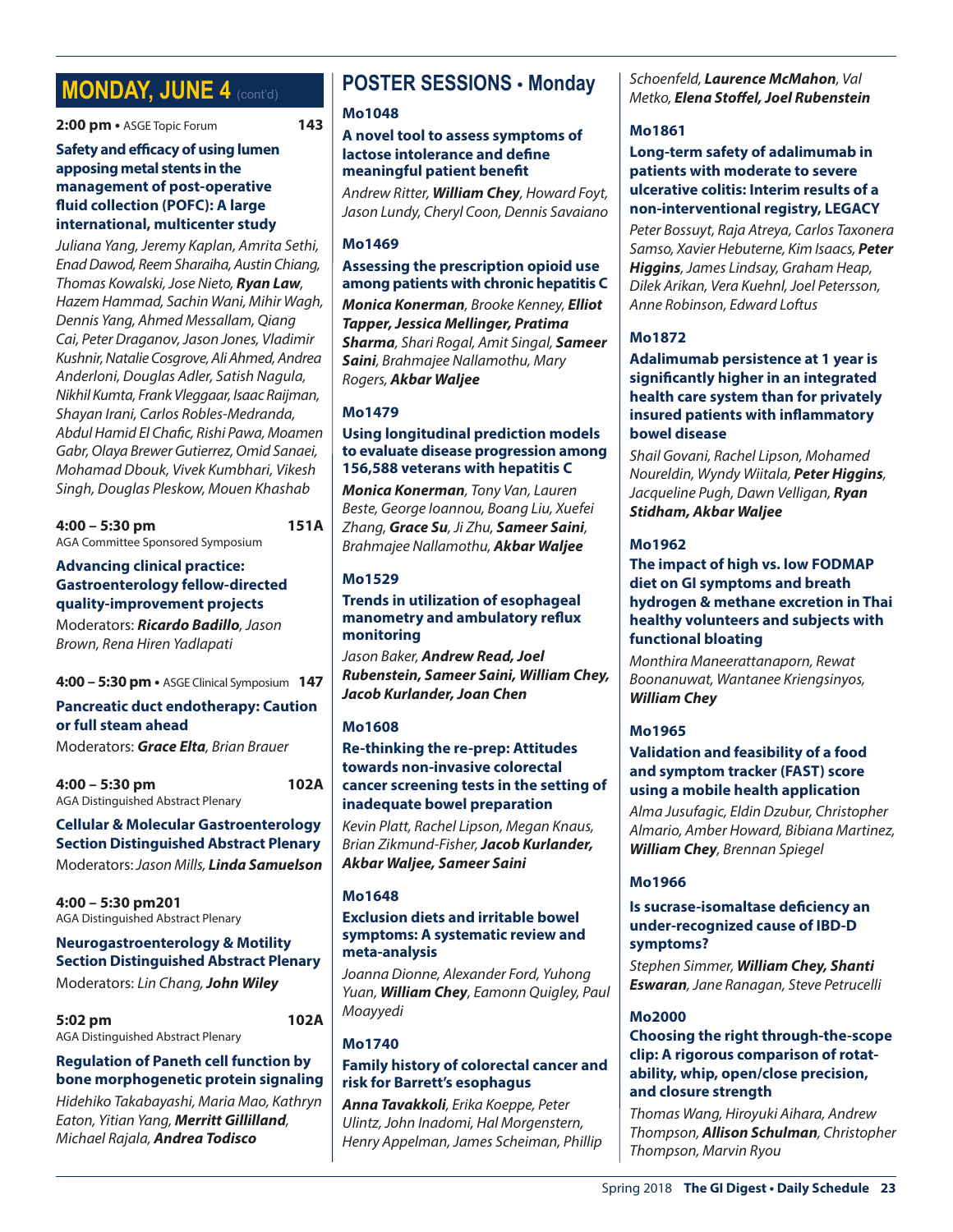## MONDAY, JUNE 4 (cont'd)

**2:00 pm** • ASGE Topic Forum **143**

**Safety and efficacy of using lumen apposing metal stents in the management of post-operative fluid collection (POFC): A large international, multicenter study**

*Juliana Yang, Jeremy Kaplan, Amrita Sethi, Enad Dawod, Reem Sharaiha, Austin Chiang, Thomas Kowalski, Jose Nieto,* ***Ryan Law****, Hazem Hammad, Sachin Wani, Mihir Wagh, Dennis Yang, Ahmed Messallam, Qiang Cai, Peter Draganov, Jason Jones, Vladimir Kushnir, Natalie Cosgrove, Ali Ahmed, Andrea Anderloni, Douglas Adler, Satish Nagula, Nikhil Kumta, Frank Vleggaar, Isaac Raijman, Shayan Irani, Carlos Robles-Medranda, Abdul Hamid El Chafic, Rishi Pawa, Moamen Gabr, Olaya Brewer Gutierrez, Omid Sanaei, Mohamad Dbouk, Vivek Kumbhari, Vikesh Singh, Douglas Pleskow, Mouen Khashab*

**4:00 – 5:30 pm** **151A**
AGA Committee Sponsored Symposium

**Advancing clinical practice: Gastroenterology fellow-directed quality-improvement projects**

Moderators: ***Ricardo Badillo****, Jason Brown, Rena Hiren Yadlapati*

**4:00 – 5:30 pm** • ASGE Clinical Symposium **147**

**Pancreatic duct endotherapy: Caution or full steam ahead**

Moderators: ***Grace Elta****, Brian Brauer*

**4:00 – 5:30 pm** **102A**
AGA Distinguished Abstract Plenary

**Cellular & Molecular Gastroenterology Section Distinguished Abstract Plenary**

Moderators: *Jason Mills,* ***Linda Samuelson***

**4:00 – 5:30 pm** **201**
AGA Distinguished Abstract Plenary

**Neurogastroenterology & Motility Section Distinguished Abstract Plenary**

Moderators: *Lin Chang,* ***John Wiley***

**5:02 pm** **102A**
AGA Distinguished Abstract Plenary

**Regulation of Paneth cell function by bone morphogenetic protein signaling**

*Hidehiko Takabayashi, Maria Mao, Kathryn Eaton, Yitian Yang,* ***Merritt Gillilland****, Michael Rajala,* ***Andrea Todisco***

## POSTER SESSIONS • Monday

**Mo1048**

**A novel tool to assess symptoms of lactose intolerance and define meaningful patient benefit**

*Andrew Ritter,* ***William Chey****, Howard Foyt, Jason Lundy, Cheryl Coon, Dennis Savaiano*

**Mo1469**

**Assessing the prescription opioid use among patients with chronic hepatitis C**

***Monica Konerman****, Brooke Kenney,* ***Elliot Tapper, Jessica Mellinger, Pratima Sharma****, Shari Rogal, Amit Singal,* ***Sameer Saini****, Brahmajee Nallamothu, Mary Rogers,* ***Akbar Waljee***

**Mo1479**

**Using longitudinal prediction models to evaluate disease progression among 156,588 veterans with hepatitis C**

***Monica Konerman****, Tony Van, Lauren Beste, George Ioannou, Boang Liu, Xuefei Zhang,* ***Grace Su****, Ji Zhu,* ***Sameer Saini****, Brahmajee Nallamothu,* ***Akbar Waljee***

**Mo1529**

**Trends in utilization of esophageal manometry and ambulatory reflux monitoring**

*Jason Baker,* ***Andrew Read, Joel Rubenstein, Sameer Saini, William Chey, Jacob Kurlander, Joan Chen***

**Mo1608**

**Re-thinking the re-prep: Attitudes towards non-invasive colorectal cancer screening tests in the setting of inadequate bowel preparation**

*Kevin Platt, Rachel Lipson, Megan Knaus, Brian Zikmund-Fisher,* ***Jacob Kurlander, Akbar Waljee, Sameer Saini***

**Mo1648**

**Exclusion diets and irritable bowel symptoms: A systematic review and meta-analysis**

*Joanna Dionne, Alexander Ford, Yuhong Yuan,* ***William Chey****, Eamonn Quigley, Paul Moayyedi*

**Mo1740**

**Family history of colorectal cancer and risk for Barrett's esophagus**

***Anna Tavakkoli****, Erika Koeppe, Peter Ulintz, John Inadomi, Hal Morgenstern, Henry Appelman, James Scheiman, Phillip Schoenfeld,* ***Laurence McMahon****, Val Metko,* ***Elena Stoffel, Joel Rubenstein***

**Mo1861**

**Long-term safety of adalimumab in patients with moderate to severe ulcerative colitis: Interim results of a non-interventional registry, LEGACY**

*Peter Bossuyt, Raja Atreya, Carlos Taxonera Samso, Xavier Hebuterne, Kim Isaacs,* ***Peter Higgins****, James Lindsay, Graham Heap, Dilek Arikan, Vera Kuehnl, Joel Petersson, Anne Robinson, Edward Loftus*

**Mo1872**

**Adalimumab persistence at 1 year is significantly higher in an integrated health care system than for privately insured patients with inflammatory bowel disease**

*Shail Govani, Rachel Lipson, Mohamed Noureldin, Wyndy Wiitala,* ***Peter Higgins****, Jacqueline Pugh, Dawn Velligan,* ***Ryan Stidham, Akbar Waljee***

**Mo1962**

**The impact of high vs. low FODMAP diet on GI symptoms and breath hydrogen & methane excretion in Thai healthy volunteers and subjects with functional bloating**

*Monthira Maneerattanaporn, Rewat Boonanuwat, Wantanee Kriengsinyos,* ***William Chey***

**Mo1965**

**Validation and feasibility of a food and symptom tracker (FAST) score using a mobile health application**

*Alma Jusufagic, Eldin Dzubur, Christopher Almario, Amber Howard, Bibiana Martinez,* ***William Chey****, Brennan Spiegel*

**Mo1966**

**Is sucrase-isomaltase deficiency an under-recognized cause of IBD-D symptoms?**

*Stephen Simmer,* ***William Chey, Shanti Eswaran****, Jane Ranagan, Steve Petrucelli*

**Mo2000**

**Choosing the right through-the-scope clip: A rigorous comparison of rotatability, whip, open/close precision, and closure strength**

*Thomas Wang, Hiroyuki Aihara, Andrew Thompson,* ***Allison Schulman****, Christopher Thompson, Marvin Ryou*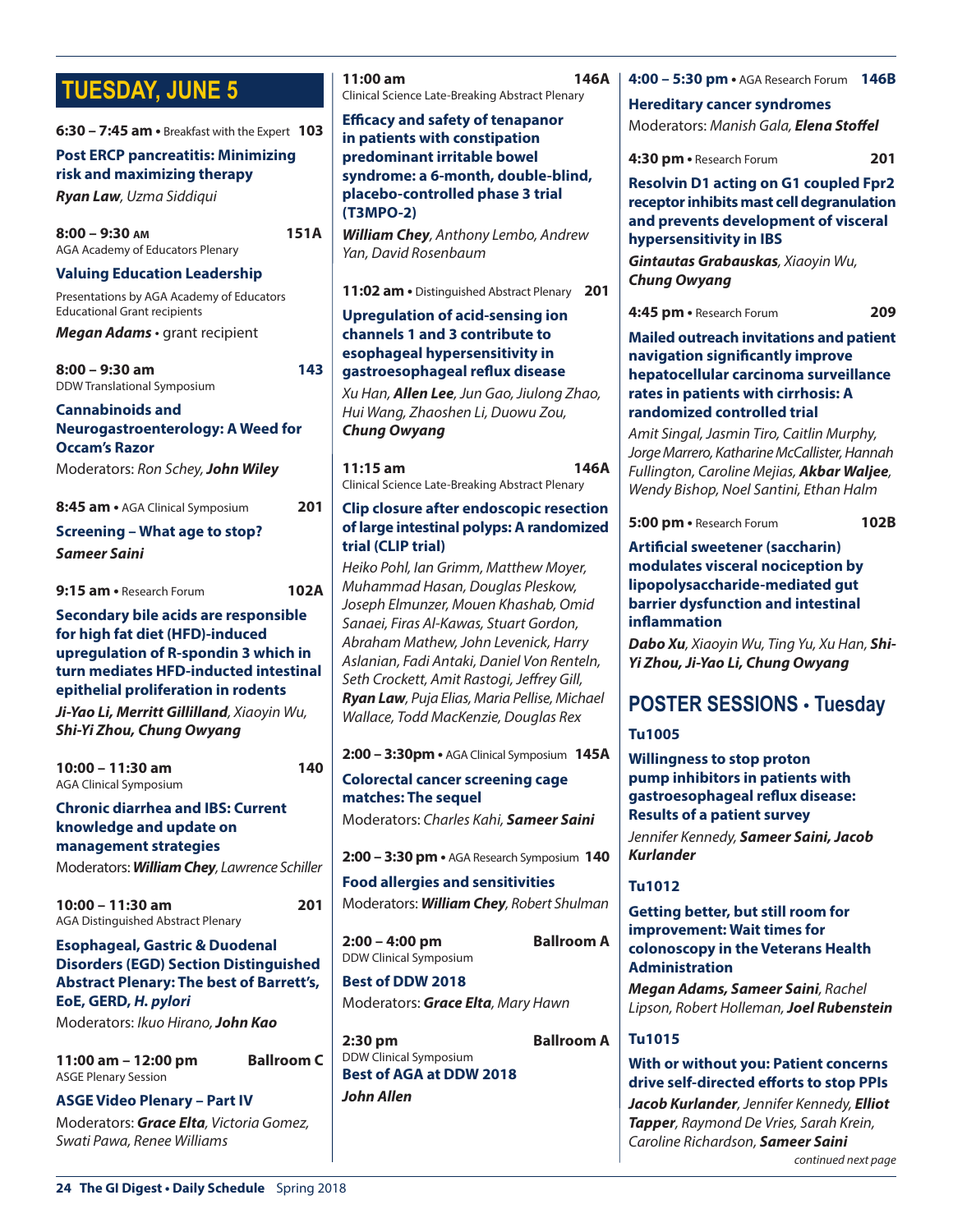# TUESDAY, JUNE 5

**6:30 – 7:45 am** • Breakfast with the Expert **103**

**Post ERCP pancreatitis: Minimizing risk and maximizing therapy**

***Ryan Law***, *Uzma Siddiqui*

**8:00 – 9:30 AM** **151A**
AGA Academy of Educators Plenary

**Valuing Education Leadership**

Presentations by AGA Academy of Educators Educational Grant recipients

***Megan Adams*** • grant recipient

**8:00 – 9:30 am** **143**
DDW Translational Symposium

**Cannabinoids and Neurogastroenterology: A Weed for Occam's Razor**

Moderators: *Ron Schey*, ***John Wiley***

**8:45 am** • AGA Clinical Symposium **201**

**Screening – What age to stop?**

***Sameer Saini***

**9:15 am** • Research Forum **102A**

**Secondary bile acids are responsible for high fat diet (HFD)-induced upregulation of R-spondin 3 which in turn mediates HFD-inducted intestinal epithelial proliferation in rodents**

***Ji-Yao Li, Merritt Gillilland***, *Xiaoyin Wu*, ***Shi-Yi Zhou, Chung Owyang***

**10:00 – 11:30 am** **140**
AGA Clinical Symposium

**Chronic diarrhea and IBS: Current knowledge and update on management strategies**

Moderators: ***William Chey***, *Lawrence Schiller*

**10:00 – 11:30 am** **201**
AGA Distinguished Abstract Plenary

**Esophageal, Gastric & Duodenal Disorders (EGD) Section Distinguished Abstract Plenary: The best of Barrett's, EoE, GERD, *H. pylori***

Moderators: *Ikuo Hirano*, ***John Kao***

**11:00 am – 12:00 pm** **Ballroom C**
ASGE Plenary Session

**ASGE Video Plenary – Part IV**

Moderators: ***Grace Elta***, *Victoria Gomez, Swati Pawa, Renee Williams*

**11:00 am** **146A**
Clinical Science Late-Breaking Abstract Plenary

**Efficacy and safety of tenapanor in patients with constipation predominant irritable bowel syndrome: a 6-month, double-blind, placebo-controlled phase 3 trial (T3MPO-2)**

***William Chey***, *Anthony Lembo, Andrew Yan, David Rosenbaum*

**11:02 am** • Distinguished Abstract Plenary **201**

**Upregulation of acid-sensing ion channels 1 and 3 contribute to esophageal hypersensitivity in gastroesophageal reflux disease**

*Xu Han*, ***Allen Lee***, *Jun Gao, Jiulong Zhao, Hui Wang, Zhaoshen Li, Duowu Zou*, ***Chung Owyang***

**11:15 am** **146A**
Clinical Science Late-Breaking Abstract Plenary

**Clip closure after endoscopic resection of large intestinal polyps: A randomized trial (CLIP trial)**

*Heiko Pohl, Ian Grimm, Matthew Moyer, Muhammad Hasan, Douglas Pleskow, Joseph Elmunzer, Mouen Khashab, Omid Sanaei, Firas Al-Kawas, Stuart Gordon, Abraham Mathew, John Levenick, Harry Aslanian, Fadi Antaki, Daniel Von Renteln, Seth Crockett, Amit Rastogi, Jeffrey Gill*, ***Ryan Law***, *Puja Elias, Maria Pellise, Michael Wallace, Todd MacKenzie, Douglas Rex*

**2:00 – 3:30pm** • AGA Clinical Symposium **145A**

**Colorectal cancer screening cage matches: The sequel**

Moderators: *Charles Kahi*, ***Sameer Saini***

**2:00 – 3:30 pm** • AGA Research Symposium **140**

**Food allergies and sensitivities**

Moderators: ***William Chey***, *Robert Shulman*

**2:00 – 4:00 pm** **Ballroom A**
DDW Clinical Symposium

**Best of DDW 2018**

Moderators: ***Grace Elta***, *Mary Hawn*

**2:30 pm** **Ballroom A**
DDW Clinical Symposium

**Best of AGA at DDW 2018**

***John Allen***

**4:00 – 5:30 pm** • AGA Research Forum **146B**

**Hereditary cancer syndromes**

Moderators: *Manish Gala*, ***Elena Stoffel***

**4:30 pm** • Research Forum **201**

**Resolvin D1 acting on G1 coupled Fpr2 receptor inhibits mast cell degranulation and prevents development of visceral hypersensitivity in IBS**

***Gintautas Grabauskas***, *Xiaoyin Wu*, ***Chung Owyang***

**4:45 pm** • Research Forum **209**

**Mailed outreach invitations and patient navigation significantly improve hepatocellular carcinoma surveillance rates in patients with cirrhosis: A randomized controlled trial**

*Amit Singal, Jasmin Tiro, Caitlin Murphy, Jorge Marrero, Katharine McCallister, Hannah Fullington, Caroline Mejias*, ***Akbar Waljee***, *Wendy Bishop, Noel Santini, Ethan Halm*

**5:00 pm** • Research Forum **102B**

**Artificial sweetener (saccharin) modulates visceral nociception by lipopolysaccharide-mediated gut barrier dysfunction and intestinal inflammation**

***Dabo Xu***, *Xiaoyin Wu, Ting Yu, Xu Han*, ***Shi-Yi Zhou, Ji-Yao Li, Chung Owyang***

## POSTER SESSIONS • Tuesday

**Tu1005**

**Willingness to stop proton pump inhibitors in patients with gastroesophageal reflux disease: Results of a patient survey**

*Jennifer Kennedy*, ***Sameer Saini, Jacob Kurlander***

**Tu1012**

**Getting better, but still room for improvement: Wait times for colonoscopy in the Veterans Health Administration**

***Megan Adams, Sameer Saini***, *Rachel Lipson, Robert Holleman*, ***Joel Rubenstein***

**Tu1015**

**With or without you: Patient concerns drive self-directed efforts to stop PPIs**

***Jacob Kurlander***, *Jennifer Kennedy*, ***Elliot Tapper***, *Raymond De Vries, Sarah Krein, Caroline Richardson*, ***Sameer Saini***

*continued next page*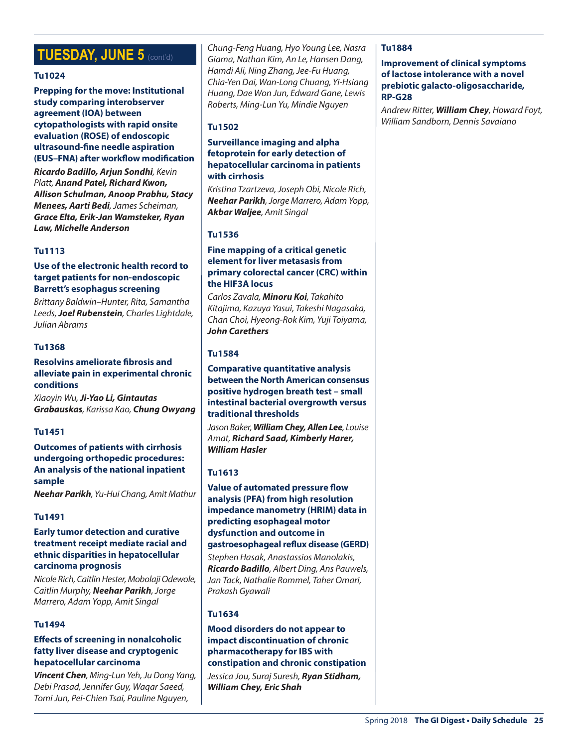# TUESDAY, JUNE 5 (cont'd)

### Tu1024

**Prepping for the move: Institutional study comparing interobserver agreement (IOA) between cytopathologists with rapid onsite evaluation (ROSE) of endoscopic ultrasound-fine needle aspiration (EUS–FNA) after workflow modification**

***Ricardo Badillo, Arjun Sondhi***, *Kevin Platt*, ***Anand Patel, Richard Kwon, Allison Schulman, Anoop Prabhu, Stacy Menees, Aarti Bedi***, *James Scheiman*, ***Grace Elta, Erik-Jan Wamsteker, Ryan Law, Michelle Anderson***

### Tu1113

**Use of the electronic health record to target patients for non-endoscopic Barrett's esophagus screening**

*Brittany Baldwin–Hunter, Rita, Samantha Leeds*, ***Joel Rubenstein***, *Charles Lightdale, Julian Abrams*

### Tu1368

**Resolvins ameliorate fibrosis and alleviate pain in experimental chronic conditions**

*Xiaoyin Wu*, ***Ji-Yao Li, Gintautas Grabauskas***, *Karissa Kao*, ***Chung Owyang***

### Tu1451

**Outcomes of patients with cirrhosis undergoing orthopedic procedures: An analysis of the national inpatient sample**

***Neehar Parikh***, *Yu-Hui Chang, Amit Mathur*

### Tu1491

**Early tumor detection and curative treatment receipt mediate racial and ethnic disparities in hepatocellular carcinoma prognosis**

*Nicole Rich, Caitlin Hester, Mobolaji Odewole, Caitlin Murphy*, ***Neehar Parikh***, *Jorge Marrero, Adam Yopp, Amit Singal*

### Tu1494

**Effects of screening in nonalcoholic fatty liver disease and cryptogenic hepatocellular carcinoma**

***Vincent Chen***, *Ming-Lun Yeh, Ju Dong Yang, Debi Prasad, Jennifer Guy, Waqar Saeed, Tomi Jun, Pei-Chien Tsai, Pauline Nguyen, Chung-Feng Huang, Hyo Young Lee, Nasra Giama, Nathan Kim, An Le, Hansen Dang, Hamdi Ali, Ning Zhang, Jee-Fu Huang, Chia-Yen Dai, Wan-Long Chuang, Yi-Hsiang Huang, Dae Won Jun, Edward Gane, Lewis Roberts, Ming-Lun Yu, Mindie Nguyen*

### Tu1502

**Surveillance imaging and alpha fetoprotein for early detection of hepatocellular carcinoma in patients with cirrhosis**

*Kristina Tzartzeva, Joseph Obi, Nicole Rich*, ***Neehar Parikh***, *Jorge Marrero, Adam Yopp*, ***Akbar Waljee***, *Amit Singal*

### Tu1536

**Fine mapping of a critical genetic element for liver metasasis from primary colorectal cancer (CRC) within the HIF3A locus**

*Carlos Zavala*, ***Minoru Koi***, *Takahito Kitajima, Kazuya Yasui, Takeshi Nagasaka, Chan Choi, Hyeong-Rok Kim, Yuji Toiyama*, ***John Carethers***

### Tu1584

**Comparative quantitative analysis between the North American consensus positive hydrogen breath test – small intestinal bacterial overgrowth versus traditional thresholds**

*Jason Baker*, ***William Chey, Allen Lee***, *Louise Amat*, ***Richard Saad, Kimberly Harer, William Hasler***

### Tu1613

**Value of automated pressure flow analysis (PFA) from high resolution impedance manometry (HRIM) data in predicting esophageal motor dysfunction and outcome in gastroesophageal reflux disease (GERD)**

*Stephen Hasak, Anastassios Manolakis*, ***Ricardo Badillo***, *Albert Ding, Ans Pauwels, Jan Tack, Nathalie Rommel, Taher Omari, Prakash Gyawali*

### Tu1634

**Mood disorders do not appear to impact discontinuation of chronic pharmacotherapy for IBS with constipation and chronic constipation**

*Jessica Jou, Suraj Suresh*, ***Ryan Stidham, William Chey, Eric Shah***

### Tu1884

**Improvement of clinical symptoms of lactose intolerance with a novel prebiotic galacto-oligosaccharide, RP-G28**

*Andrew Ritter*, ***William Chey***, *Howard Foyt, William Sandborn, Dennis Savaiano*